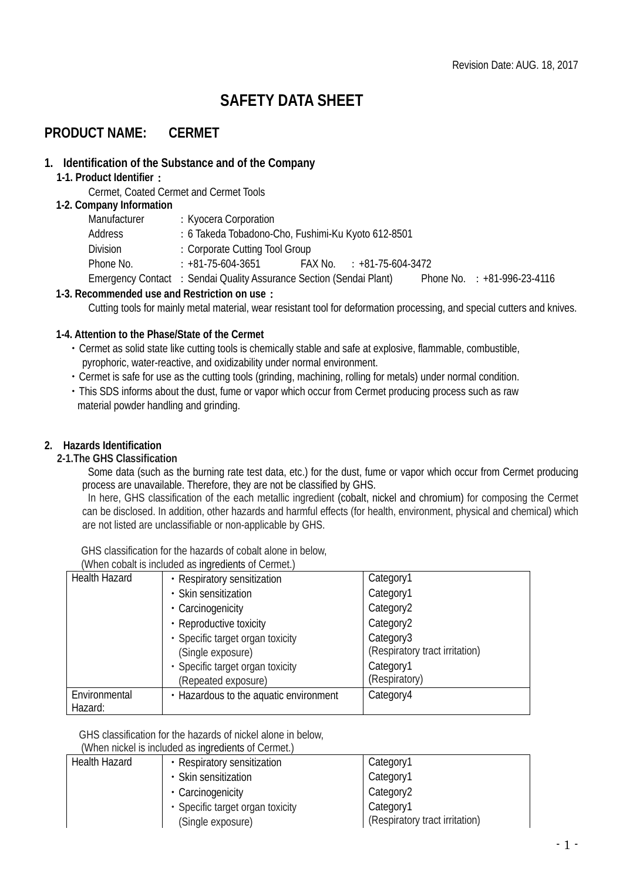Revision Date: AUG. 18, 2017

# SAFETY DATA SHEET

## PRODUCT NAME: CERMET

### 1. Identification of the Substance and of the Company

**1-1. Product Identifier :**

Cermet, Coated Cermet and Cermet Tools

**1-2. Company Information**

Manufacturer : Kyocera Corporation
Address : 6 Takeda Tobadono-Cho, Fushimi-Ku Kyoto 612-8501
Division : Corporate Cutting Tool Group
Phone No. : +81-75-604-3651 FAX No. : +81-75-604-3472
Emergency Contact : Sendai Quality Assurance Section (Sendai Plant) Phone No. : +81-996-23-4116

**1-3. Recommended use and Restriction on use :**

Cutting tools for mainly metal material, wear resistant tool for deformation processing, and special cutters and knives.

**1-4. Attention to the Phase/State of the Cermet**

- Cermet as solid state like cutting tools is chemically stable and safe at explosive, flammable, combustible, pyrophoric, water-reactive, and oxidizability under normal environment.
- Cermet is safe for use as the cutting tools (grinding, machining, rolling for metals) under normal condition.
- This SDS informs about the dust, fume or vapor which occur from Cermet producing process such as raw material powder handling and grinding.

### 2. Hazards Identification

**2-1.The GHS Classification**

Some data (such as the burning rate test data, etc.) for the dust, fume or vapor which occur from Cermet producing process are unavailable. Therefore, they are not be classified by GHS.

In here, GHS classification of the each metallic ingredient (cobalt, nickel and chromium) for composing the Cermet can be disclosed. In addition, other hazards and harmful effects (for health, environment, physical and chemical) which are not listed are unclassifiable or non-applicable by GHS.

GHS classification for the hazards of cobalt alone in below,
(When cobalt is included as ingredients of Cermet.)

| | | |
|---|---|---|
| Health Hazard | ・Respiratory sensitization | Category1 |
| | ・Skin sensitization | Category1 |
| | ・Carcinogenicity | Category2 |
| | ・Reproductive toxicity | Category2 |
| | ・Specific target organ toxicity (Single exposure) | Category3 (Respiratory tract irritation) |
| | ・Specific target organ toxicity (Repeated exposure) | Category1 (Respiratory) |
| Environmental Hazard: | ・Hazardous to the aquatic environment | Category4 |

GHS classification for the hazards of nickel alone in below,
(When nickel is included as ingredients of Cermet.)

| | | |
|---|---|---|
| Health Hazard | ・Respiratory sensitization | Category1 |
| | ・Skin sensitization | Category1 |
| | ・Carcinogenicity | Category2 |
| | ・Specific target organ toxicity (Single exposure) | Category1 (Respiratory tract irritation) |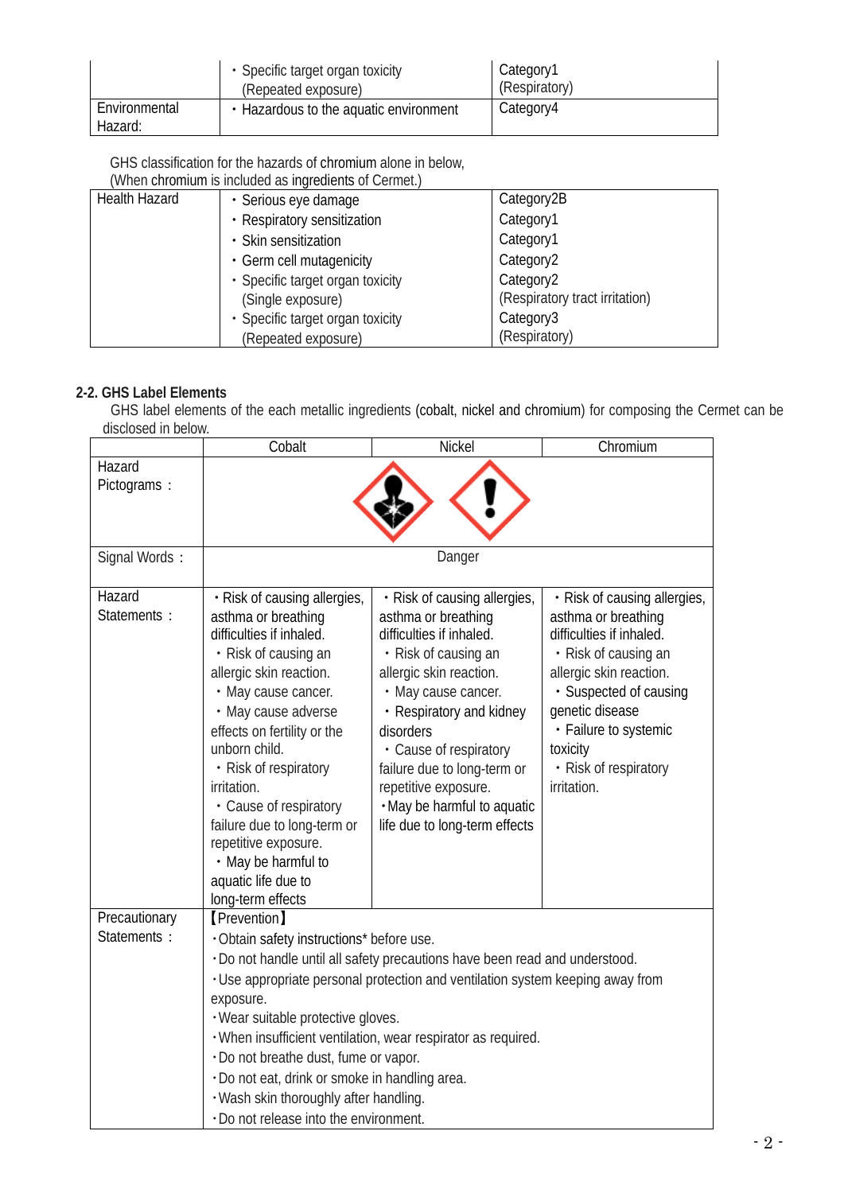| | ・Specific target organ toxicity (Repeated exposure) | Category1 (Respiratory) |
|---|---|---|
| Environmental Hazard: | ・Hazardous to the aquatic environment | Category4 |

GHS classification for the hazards of chromium alone in below,
(When chromium is included as ingredients of Cermet.)

| Health Hazard | ・Serious eye damage | Category2B |
|---|---|---|
| | ・Respiratory sensitization | Category1 |
| | ・Skin sensitization | Category1 |
| | ・Germ cell mutagenicity | Category2 |
| | ・Specific target organ toxicity (Single exposure) | Category2 (Respiratory tract irritation) |
| | ・Specific target organ toxicity (Repeated exposure) | Category3 (Respiratory) |

**2-2. GHS Label Elements**

GHS label elements of the each metallic ingredients (cobalt, nickel and chromium) for composing the Cermet can be disclosed in below.

| | Cobalt | Nickel | Chromium |
|---|---|---|---|
| Hazard Pictograms： | | | |
| Signal Words： | Danger | | |
| Hazard Statements： | ・Risk of causing allergies, asthma or breathing difficulties if inhaled.<br>・Risk of causing an allergic skin reaction.<br>・May cause cancer.<br>・May cause adverse effects on fertility or the unborn child.<br>・Risk of respiratory irritation.<br>・Cause of respiratory failure due to long-term or repetitive exposure.<br>・May be harmful to aquatic life due to long-term effects | ・Risk of causing allergies, asthma or breathing difficulties if inhaled.<br>・Risk of causing an allergic skin reaction.<br>・May cause cancer.<br>・Respiratory and kidney disorders<br>・Cause of respiratory failure due to long-term or repetitive exposure.<br>・May be harmful to aquatic life due to long-term effects | ・Risk of causing allergies, asthma or breathing difficulties if inhaled.<br>・Risk of causing an allergic skin reaction.<br>・Suspected of causing genetic disease<br>・Failure to systemic toxicity<br>・Risk of respiratory irritation. |
| Precautionary Statements： | 【Prevention】<br>・Obtain safety instructions* before use.<br>・Do not handle until all safety precautions have been read and understood.<br>・Use appropriate personal protection and ventilation system keeping away from exposure.<br>・Wear suitable protective gloves.<br>・When insufficient ventilation, wear respirator as required.<br>・Do not breathe dust, fume or vapor.<br>・Do not eat, drink or smoke in handling area.<br>・Wash skin thoroughly after handling.<br>・Do not release into the environment. | | |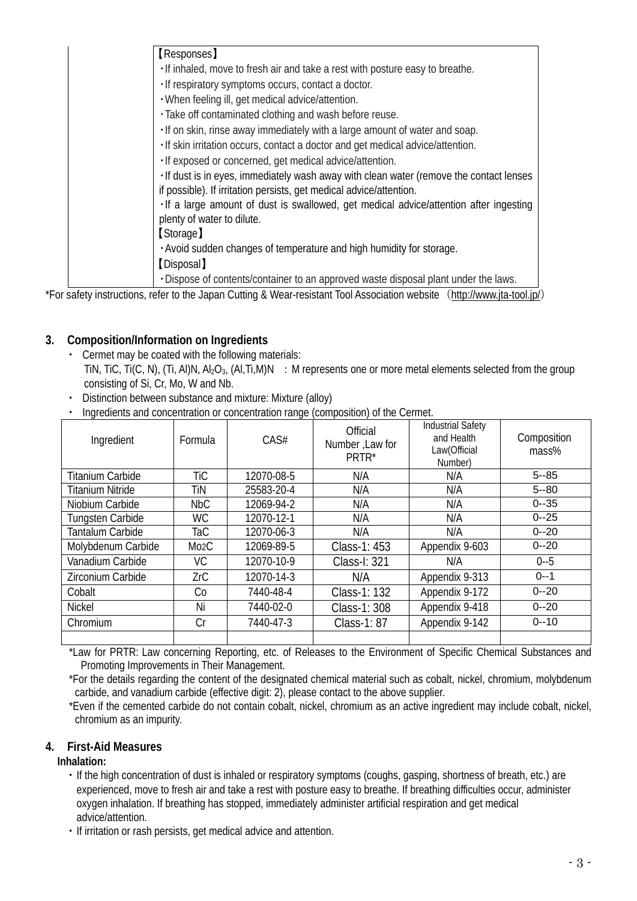【Responses】

- ・If inhaled, move to fresh air and take a rest with posture easy to breathe.
- ・If respiratory symptoms occurs, contact a doctor.
- ・When feeling ill, get medical advice/attention.
- ・Take off contaminated clothing and wash before reuse.
- ・If on skin, rinse away immediately with a large amount of water and soap.
- ・If skin irritation occurs, contact a doctor and get medical advice/attention.
- ・If exposed or concerned, get medical advice/attention.
- ・If dust is in eyes, immediately wash away with clean water (remove the contact lenses if possible). If irritation persists, get medical advice/attention.
- ・If a large amount of dust is swallowed, get medical advice/attention after ingesting plenty of water to dilute.

【Storage】

- ・Avoid sudden changes of temperature and high humidity for storage.

【Disposal】

- ・Dispose of contents/container to an approved waste disposal plant under the laws.

*For safety instructions, refer to the Japan Cutting & Wear-resistant Tool Association website （http://www.jta-tool.jp/）

## 3. Composition/Information on Ingredients

- Cermet may be coated with the following materials:
  TiN, TiC, Ti(C, N), (Ti, Al)N, $Al_2O_3$, (Al,Ti,M)N ： M represents one or more metal elements selected from the group consisting of Si, Cr, Mo, W and Nb.
- Distinction between substance and mixture: Mixture (alloy)
- Ingredients and concentration or concentration range (composition) of the Cermet.

| Ingredient | Formula | CAS# | Official Number ,Law for PRTR* | Industrial Safety and Health Law(Official Number) | Composition mass% |
|---|---|---|---|---|---|
| Titanium Carbide | TiC | 12070-08-5 | N/A | N/A | 5--85 |
| Titanium Nitride | TiN | 25583-20-4 | N/A | N/A | 5--80 |
| Niobium Carbide | NbC | 12069-94-2 | N/A | N/A | 0--35 |
| Tungsten Carbide | WC | 12070-12-1 | N/A | N/A | 0--25 |
| Tantalum Carbide | TaC | 12070-06-3 | N/A | N/A | 0--20 |
| Molybdenum Carbide | $Mo_2C$ | 12069-89-5 | Class-1: 453 | Appendix 9-603 | 0--20 |
| Vanadium Carbide | VC | 12070-10-9 | Class-I: 321 | N/A | 0--5 |
| Zirconium Carbide | ZrC | 12070-14-3 | N/A | Appendix 9-313 | 0--1 |
| Cobalt | Co | 7440-48-4 | Class-1: 132 | Appendix 9-172 | 0--20 |
| Nickel | Ni | 7440-02-0 | Class-1: 308 | Appendix 9-418 | 0--20 |
| Chromium | Cr | 7440-47-3 | Class-1: 87 | Appendix 9-142 | 0--10 |
| | | | | | |

*Law for PRTR: Law concerning Reporting, etc. of Releases to the Environment of Specific Chemical Substances and Promoting Improvements in Their Management.

*For the details regarding the content of the designated chemical material such as cobalt, nickel, chromium, molybdenum carbide, and vanadium carbide (effective digit: 2), please contact to the above supplier.

*Even if the cemented carbide do not contain cobalt, nickel, chromium as an active ingredient may include cobalt, nickel, chromium as an impurity.

## 4. First-Aid Measures

**Inhalation:**

- ・If the high concentration of dust is inhaled or respiratory symptoms (coughs, gasping, shortness of breath, etc.) are experienced, move to fresh air and take a rest with posture easy to breathe. If breathing difficulties occur, administer oxygen inhalation. If breathing has stopped, immediately administer artificial respiration and get medical advice/attention.
- ・If irritation or rash persists, get medical advice and attention.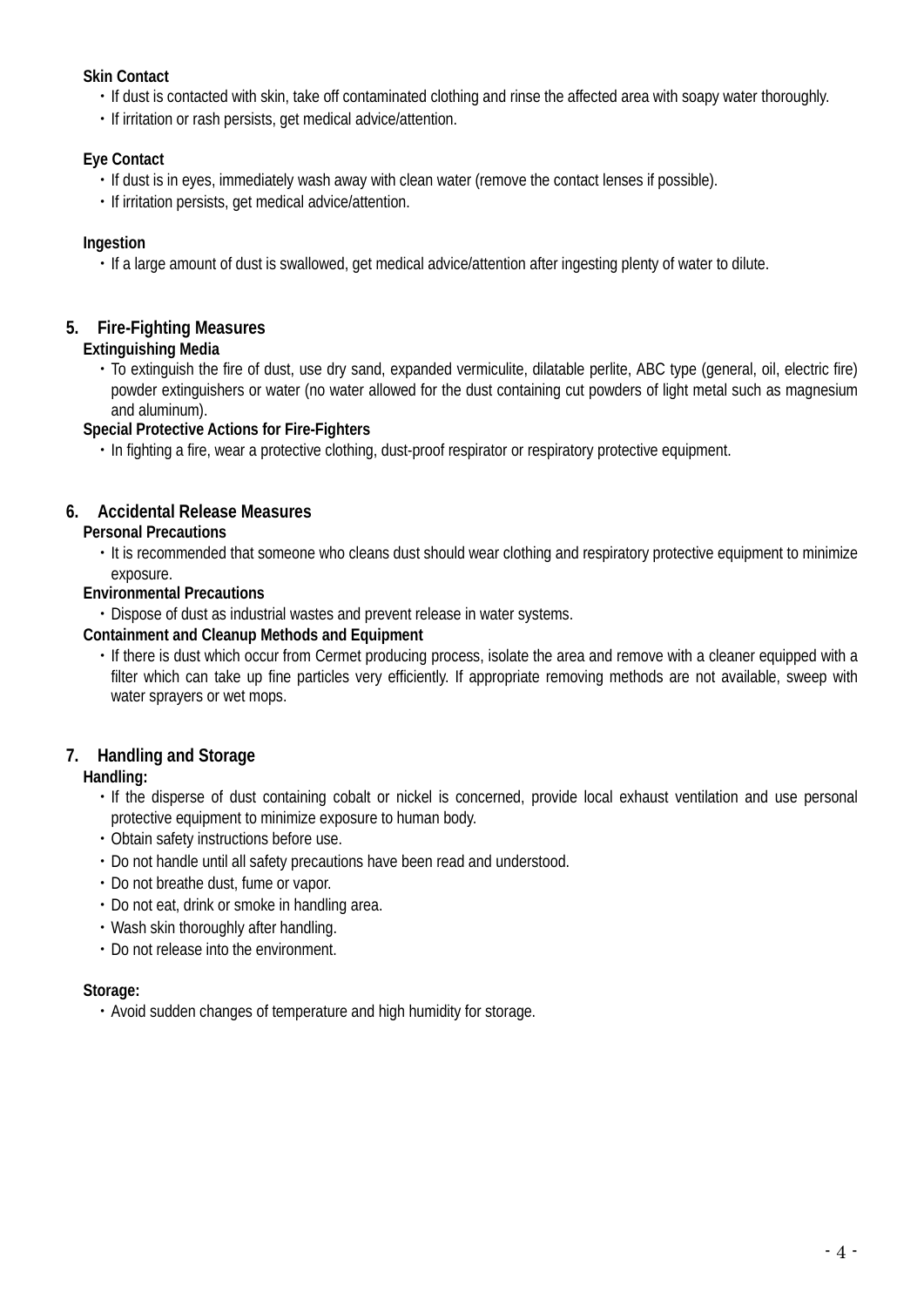**Skin Contact**

- If dust is contacted with skin, take off contaminated clothing and rinse the affected area with soapy water thoroughly.
- If irritation or rash persists, get medical advice/attention.

**Eye Contact**

- If dust is in eyes, immediately wash away with clean water (remove the contact lenses if possible).
- If irritation persists, get medical advice/attention.

**Ingestion**

- If a large amount of dust is swallowed, get medical advice/attention after ingesting plenty of water to dilute.

## 5. Fire-Fighting Measures

**Extinguishing Media**

- To extinguish the fire of dust, use dry sand, expanded vermiculite, dilatable perlite, ABC type (general, oil, electric fire) powder extinguishers or water (no water allowed for the dust containing cut powders of light metal such as magnesium and aluminum).

**Special Protective Actions for Fire-Fighters**

- In fighting a fire, wear a protective clothing, dust-proof respirator or respiratory protective equipment.

## 6. Accidental Release Measures

**Personal Precautions**

- It is recommended that someone who cleans dust should wear clothing and respiratory protective equipment to minimize exposure.

**Environmental Precautions**

- Dispose of dust as industrial wastes and prevent release in water systems.

**Containment and Cleanup Methods and Equipment**

- If there is dust which occur from Cermet producing process, isolate the area and remove with a cleaner equipped with a filter which can take up fine particles very efficiently. If appropriate removing methods are not available, sweep with water sprayers or wet mops.

## 7. Handling and Storage

**Handling:**

- If the disperse of dust containing cobalt or nickel is concerned, provide local exhaust ventilation and use personal protective equipment to minimize exposure to human body.
- Obtain safety instructions before use.
- Do not handle until all safety precautions have been read and understood.
- Do not breathe dust, fume or vapor.
- Do not eat, drink or smoke in handling area.
- Wash skin thoroughly after handling.
- Do not release into the environment.

**Storage:**

- Avoid sudden changes of temperature and high humidity for storage.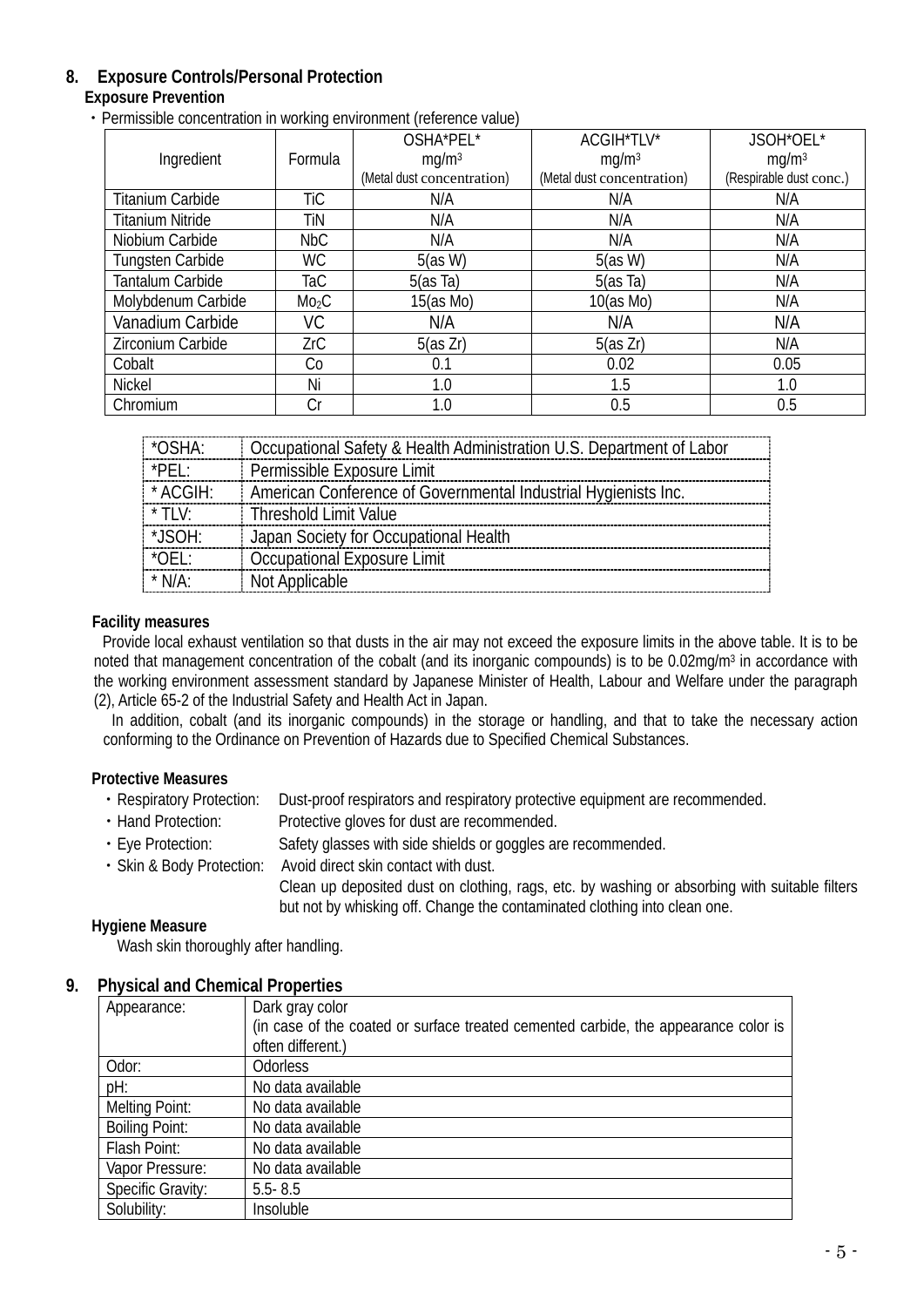## 8. Exposure Controls/Personal Protection

### Exposure Prevention

・Permissible concentration in working environment (reference value)

| Ingredient | Formula | OSHA*PEL* mg/m³ (Metal dust concentration) | ACGIH*TLV* mg/m³ (Metal dust concentration) | JSOH*OEL* mg/m³ (Respirable dust conc.) |
|---|---|---|---|---|
| Titanium Carbide | TiC | N/A | N/A | N/A |
| Titanium Nitride | TiN | N/A | N/A | N/A |
| Niobium Carbide | NbC | N/A | N/A | N/A |
| Tungsten Carbide | WC | 5(as W) | 5(as W) | N/A |
| Tantalum Carbide | TaC | 5(as Ta) | 5(as Ta) | N/A |
| Molybdenum Carbide | $Mo_2C$ | 15(as Mo) | 10(as Mo) | N/A |
| Vanadium Carbide | VC | N/A | N/A | N/A |
| Zirconium Carbide | ZrC | 5(as Zr) | 5(as Zr) | N/A |
| Cobalt | Co | 0.1 | 0.02 | 0.05 |
| Nickel | Ni | 1.0 | 1.5 | 1.0 |
| Chromium | Cr | 1.0 | 0.5 | 0.5 |

| | |
|---|---|
| *OSHA: | Occupational Safety & Health Administration U.S. Department of Labor |
| *PEL: | Permissible Exposure Limit |
| * ACGIH: | American Conference of Governmental Industrial Hygienists Inc. |
| * TLV: | Threshold Limit Value |
| *JSOH: | Japan Society for Occupational Health |
| *OEL: | Occupational Exposure Limit |
| * N/A: | Not Applicable |

### Facility measures

Provide local exhaust ventilation so that dusts in the air may not exceed the exposure limits in the above table. It is to be noted that management concentration of the cobalt (and its inorganic compounds) is to be 0.02mg/m³ in accordance with the working environment assessment standard by Japanese Minister of Health, Labour and Welfare under the paragraph (2), Article 65-2 of the Industrial Safety and Health Act in Japan.

In addition, cobalt (and its inorganic compounds) in the storage or handling, and that to take the necessary action conforming to the Ordinance on Prevention of Hazards due to Specified Chemical Substances.

### Protective Measures

・Respiratory Protection: Dust-proof respirators and respiratory protective equipment are recommended.

・Hand Protection: Protective gloves for dust are recommended.

・Eye Protection: Safety glasses with side shields or goggles are recommended.

・Skin & Body Protection: Avoid direct skin contact with dust.
Clean up deposited dust on clothing, rags, etc. by washing or absorbing with suitable filters but not by whisking off. Change the contaminated clothing into clean one.

### Hygiene Measure

Wash skin thoroughly after handling.

## 9. Physical and Chemical Properties

| | |
|---|---|
| Appearance: | Dark gray color (in case of the coated or surface treated cemented carbide, the appearance color is often different.) |
| Odor: | Odorless |
| pH: | No data available |
| Melting Point: | No data available |
| Boiling Point: | No data available |
| Flash Point: | No data available |
| Vapor Pressure: | No data available |
| Specific Gravity: | 5.5- 8.5 |
| Solubility: | Insoluble |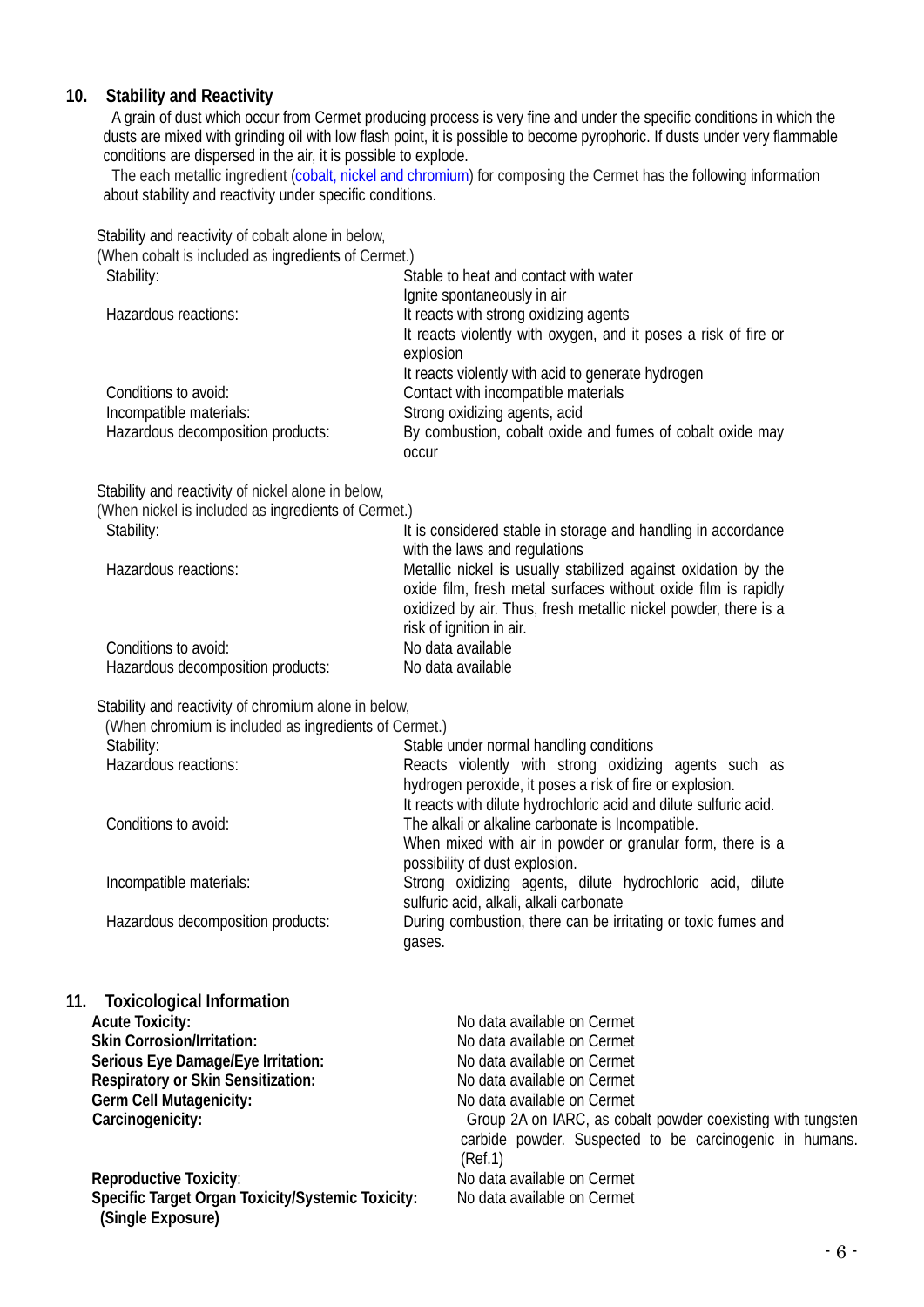## 10. Stability and Reactivity

A grain of dust which occur from Cermet producing process is very fine and under the specific conditions in which the dusts are mixed with grinding oil with low flash point, it is possible to become pyrophoric. If dusts under very flammable conditions are dispersed in the air, it is possible to explode.

The each metallic ingredient (cobalt, nickel and chromium) for composing the Cermet has the following information about stability and reactivity under specific conditions.

Stability and reactivity of cobalt alone in below,
(When cobalt is included as ingredients of Cermet.)

| | |
|---|---|
| Stability: | Stable to heat and contact with water<br>Ignite spontaneously in air |
| Hazardous reactions: | It reacts with strong oxidizing agents<br>It reacts violently with oxygen, and it poses a risk of fire or explosion<br>It reacts violently with acid to generate hydrogen |
| Conditions to avoid: | Contact with incompatible materials |
| Incompatible materials: | Strong oxidizing agents, acid |
| Hazardous decomposition products: | By combustion, cobalt oxide and fumes of cobalt oxide may occur |

Stability and reactivity of nickel alone in below,
(When nickel is included as ingredients of Cermet.)

| | |
|---|---|
| Stability: | It is considered stable in storage and handling in accordance with the laws and regulations |
| Hazardous reactions: | Metallic nickel is usually stabilized against oxidation by the oxide film, fresh metal surfaces without oxide film is rapidly oxidized by air. Thus, fresh metallic nickel powder, there is a risk of ignition in air. |
| Conditions to avoid: | No data available |
| Hazardous decomposition products: | No data available |

Stability and reactivity of chromium alone in below,
(When chromium is included as ingredients of Cermet.)

| | |
|---|---|
| Stability: | Stable under normal handling conditions |
| Hazardous reactions: | Reacts violently with strong oxidizing agents such as hydrogen peroxide, it poses a risk of fire or explosion.<br>It reacts with dilute hydrochloric acid and dilute sulfuric acid. |
| Conditions to avoid: | The alkali or alkaline carbonate is Incompatible.<br>When mixed with air in powder or granular form, there is a possibility of dust explosion. |
| Incompatible materials: | Strong oxidizing agents, dilute hydrochloric acid, dilute sulfuric acid, alkali, alkali carbonate |
| Hazardous decomposition products: | During combustion, there can be irritating or toxic fumes and gases. |

## 11. Toxicological Information

| | |
|---|---|
| **Acute Toxicity:** | No data available on Cermet |
| **Skin Corrosion/Irritation:** | No data available on Cermet |
| **Serious Eye Damage/Eye Irritation:** | No data available on Cermet |
| **Respiratory or Skin Sensitization:** | No data available on Cermet |
| **Germ Cell Mutagenicity:** | No data available on Cermet |
| **Carcinogenicity:** | Group 2A on IARC, as cobalt powder coexisting with tungsten carbide powder. Suspected to be carcinogenic in humans. (Ref.1) |
| **Reproductive Toxicity**: | No data available on Cermet |
| **Specific Target Organ Toxicity/Systemic Toxicity: (Single Exposure)** | No data available on Cermet |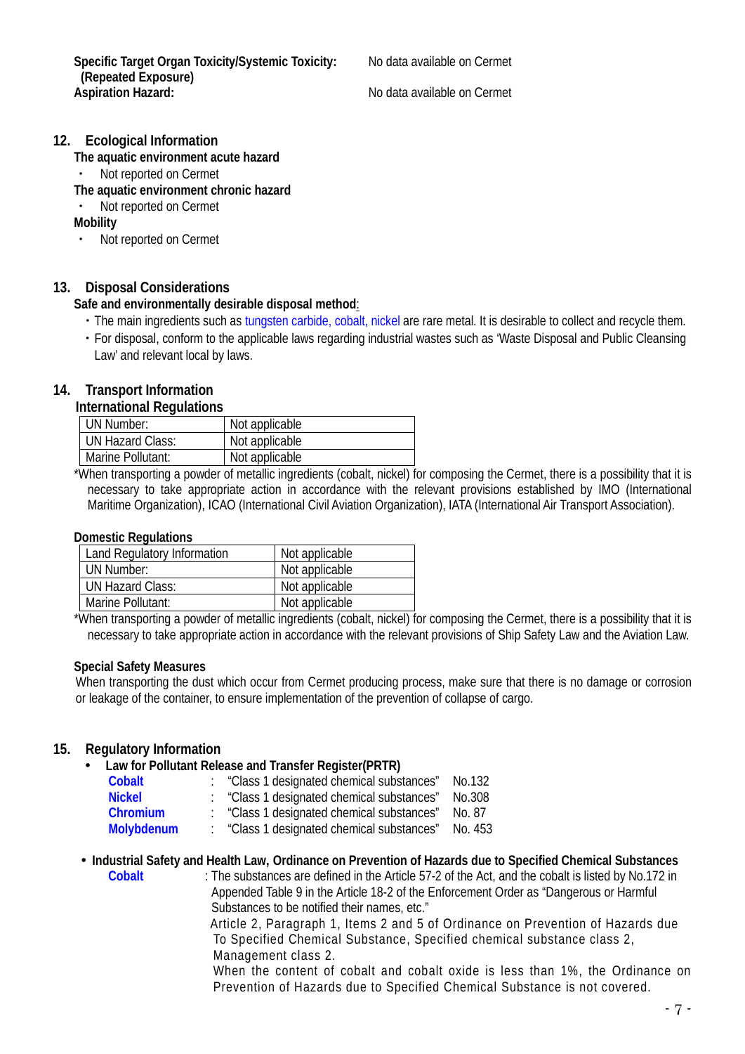**Specific Target Organ Toxicity/Systemic Toxicity: (Repeated Exposure)** No data available on Cermet

**Aspiration Hazard:** No data available on Cermet

## 12. Ecological Information

**The aquatic environment acute hazard**

- Not reported on Cermet

**The aquatic environment chronic hazard**

- Not reported on Cermet

**Mobility**

- Not reported on Cermet

## 13. Disposal Considerations

**Safe and environmentally desirable disposal method**:

- The main ingredients such as tungsten carbide, cobalt, nickel are rare metal. It is desirable to collect and recycle them.
- For disposal, conform to the applicable laws regarding industrial wastes such as 'Waste Disposal and Public Cleansing Law' and relevant local by laws.

## 14. Transport Information

**International Regulations**

| UN Number: | Not applicable |
|---|---|
| UN Hazard Class: | Not applicable |
| Marine Pollutant: | Not applicable |

*When transporting a powder of metallic ingredients (cobalt, nickel) for composing the Cermet, there is a possibility that it is necessary to take appropriate action in accordance with the relevant provisions established by IMO (International Maritime Organization), ICAO (International Civil Aviation Organization), IATA (International Air Transport Association).

**Domestic Regulations**

| Land Regulatory Information | Not applicable |
|---|---|
| UN Number: | Not applicable |
| UN Hazard Class: | Not applicable |
| Marine Pollutant: | Not applicable |

*When transporting a powder of metallic ingredients (cobalt, nickel) for composing the Cermet, there is a possibility that it is necessary to take appropriate action in accordance with the relevant provisions of Ship Safety Law and the Aviation Law.

**Special Safety Measures**

When transporting the dust which occur from Cermet producing process, make sure that there is no damage or corrosion or leakage of the container, to ensure implementation of the prevention of collapse of cargo.

## 15. Regulatory Information

- **Law for Pollutant Release and Transfer Register(PRTR)**

| | | | |
|---|---|---|---|
| **Cobalt** | : | "Class 1 designated chemical substances" | No.132 |
| **Nickel** | : | "Class 1 designated chemical substances" | No.308 |
| **Chromium** | : | "Class 1 designated chemical substances" | No. 87 |
| **Molybdenum** | : | "Class 1 designated chemical substances" | No. 453 |

- **Industrial Safety and Health Law, Ordinance on Prevention of Hazards due to Specified Chemical Substances**

**Cobalt** : The substances are defined in the Article 57-2 of the Act, and the cobalt is listed by No.172 in Appended Table 9 in the Article 18-2 of the Enforcement Order as "Dangerous or Harmful Substances to be notified their names, etc."

Article 2, Paragraph 1, Items 2 and 5 of Ordinance on Prevention of Hazards due To Specified Chemical Substance, Specified chemical substance class 2, Management class 2.

When the content of cobalt and cobalt oxide is less than 1%, the Ordinance on Prevention of Hazards due to Specified Chemical Substance is not covered.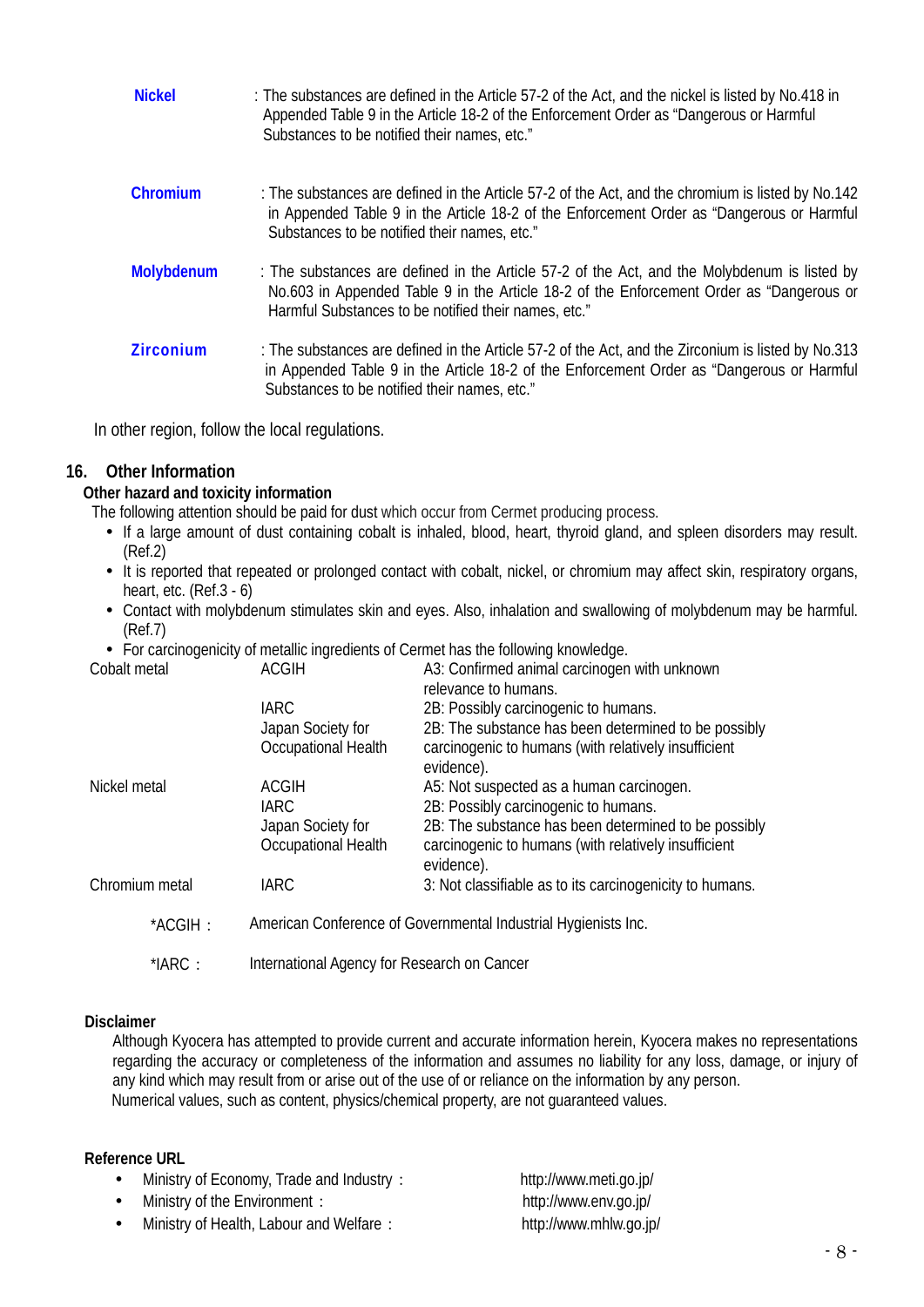**Nickel** : The substances are defined in the Article 57-2 of the Act, and the nickel is listed by No.418 in Appended Table 9 in the Article 18-2 of the Enforcement Order as “Dangerous or Harmful Substances to be notified their names, etc.”

**Chromium** : The substances are defined in the Article 57-2 of the Act, and the chromium is listed by No.142 in Appended Table 9 in the Article 18-2 of the Enforcement Order as “Dangerous or Harmful Substances to be notified their names, etc.”

**Molybdenum** : The substances are defined in the Article 57-2 of the Act, and the Molybdenum is listed by No.603 in Appended Table 9 in the Article 18-2 of the Enforcement Order as “Dangerous or Harmful Substances to be notified their names, etc.”

**Zirconium** : The substances are defined in the Article 57-2 of the Act, and the Zirconium is listed by No.313 in Appended Table 9 in the Article 18-2 of the Enforcement Order as “Dangerous or Harmful Substances to be notified their names, etc.”

In other region, follow the local regulations.

## 16. Other Information

**Other hazard and toxicity information**

The following attention should be paid for dust which occur from Cermet producing process.

- If a large amount of dust containing cobalt is inhaled, blood, heart, thyroid gland, and spleen disorders may result. (Ref.2)
- It is reported that repeated or prolonged contact with cobalt, nickel, or chromium may affect skin, respiratory organs, heart, etc. (Ref.3 - 6)
- Contact with molybdenum stimulates skin and eyes. Also, inhalation and swallowing of molybdenum may be harmful. (Ref.7)
- For carcinogenicity of metallic ingredients of Cermet has the following knowledge.

| | | |
|---|---|---|
| Cobalt metal | ACGIH | A3: Confirmed animal carcinogen with unknown relevance to humans. |
| | IARC | 2B: Possibly carcinogenic to humans. |
| | Japan Society for Occupational Health | 2B: The substance has been determined to be possibly carcinogenic to humans (with relatively insufficient evidence). |
| Nickel metal | ACGIH | A5: Not suspected as a human carcinogen. |
| | IARC | 2B: Possibly carcinogenic to humans. |
| | Japan Society for Occupational Health | 2B: The substance has been determined to be possibly carcinogenic to humans (with relatively insufficient evidence). |
| Chromium metal | IARC | 3: Not classifiable as to its carcinogenicity to humans. |

*ACGIH： American Conference of Governmental Industrial Hygienists Inc.

*IARC： International Agency for Research on Cancer

**Disclaimer**

Although Kyocera has attempted to provide current and accurate information herein, Kyocera makes no representations regarding the accuracy or completeness of the information and assumes no liability for any loss, damage, or injury of any kind which may result from or arise out of the use of or reliance on the information by any person.
Numerical values, such as content, physics/chemical property, are not guaranteed values.

**Reference URL**

- Ministry of Economy, Trade and Industry： http://www.meti.go.jp/
- Ministry of the Environment： http://www.env.go.jp/
- Ministry of Health, Labour and Welfare： http://www.mhlw.go.jp/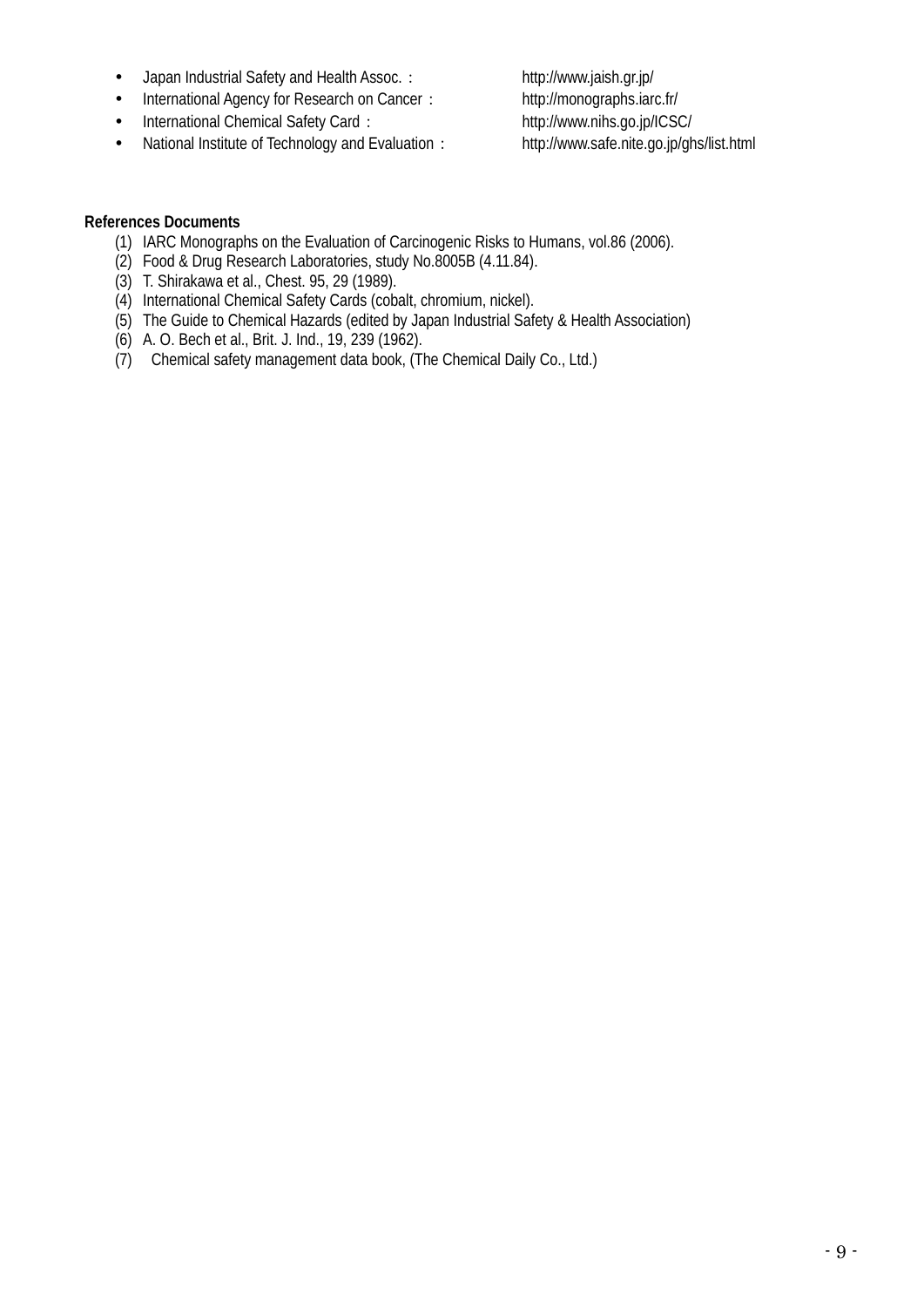- Japan Industrial Safety and Health Assoc. : http://www.jaish.gr.jp/
- International Agency for Research on Cancer : http://monographs.iarc.fr/
- International Chemical Safety Card : http://www.nihs.go.jp/ICSC/
- National Institute of Technology and Evaluation : http://www.safe.nite.go.jp/ghs/list.html

**References Documents**

(1) IARC Monographs on the Evaluation of Carcinogenic Risks to Humans, vol.86 (2006).
(2) Food & Drug Research Laboratories, study No.8005B (4.11.84).
(3) T. Shirakawa et al., Chest. 95, 29 (1989).
(4) International Chemical Safety Cards (cobalt, chromium, nickel).
(5) The Guide to Chemical Hazards (edited by Japan Industrial Safety & Health Association)
(6) A. O. Bech et al., Brit. J. Ind., 19, 239 (1962).
(7) Chemical safety management data book, (The Chemical Daily Co., Ltd.)